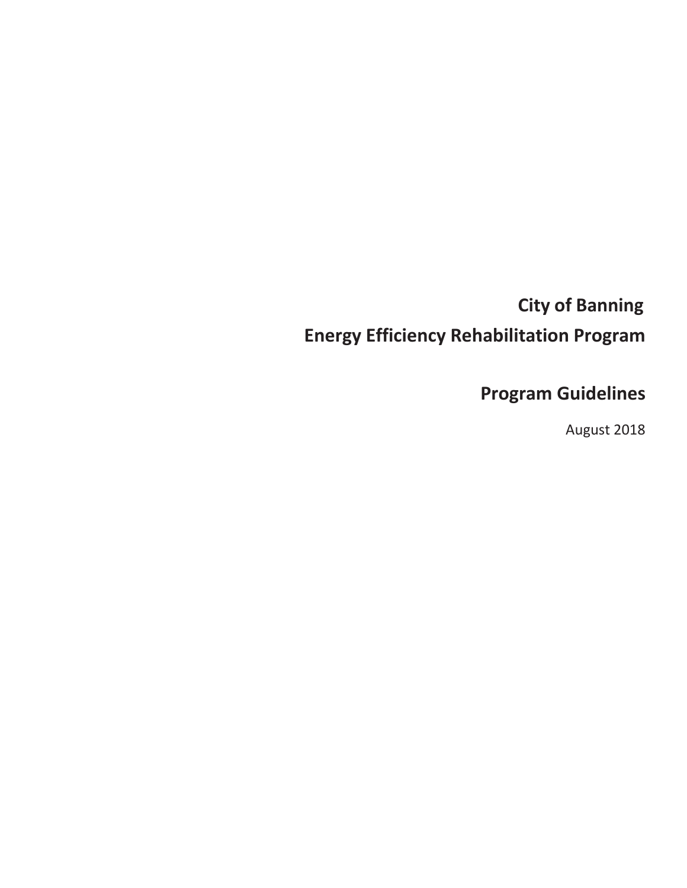# City of Banning

# Energy Efficiency Rehabilitation Program

## Program Guidelines

August 2018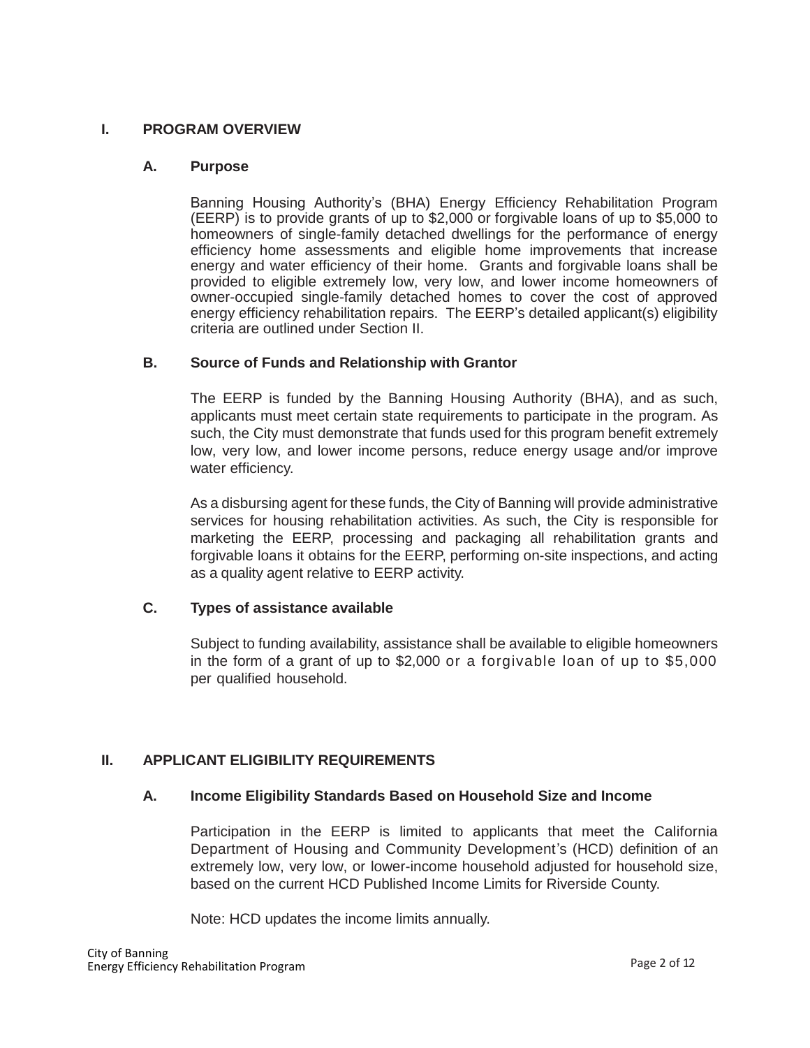## I. PROGRAM OVERVIEW

### A. Purpose

Banning Housing Authority's (BHA) Energy Efficiency Rehabilitation Program (EERP) is to provide grants of up to $2,000 or forgivable loans of up to $5,000 to homeowners of single-family detached dwellings for the performance of energy efficiency home assessments and eligible home improvements that increase energy and water efficiency of their home. Grants and forgivable loans shall be provided to eligible extremely low, very low, and lower income homeowners of owner-occupied single-family detached homes to cover the cost of approved energy efficiency rehabilitation repairs. The EERP's detailed applicant(s) eligibility criteria are outlined under Section II.

### B. Source of Funds and Relationship with Grantor

The EERP is funded by the Banning Housing Authority (BHA), and as such, applicants must meet certain state requirements to participate in the program. As such, the City must demonstrate that funds used for this program benefit extremely low, very low, and lower income persons, reduce energy usage and/or improve water efficiency.

As a disbursing agent for these funds, the City of Banning will provide administrative services for housing rehabilitation activities. As such, the City is responsible for marketing the EERP, processing and packaging all rehabilitation grants and forgivable loans it obtains for the EERP, performing on-site inspections, and acting as a quality agent relative to EERP activity.

### C. Types of assistance available

Subject to funding availability, assistance shall be available to eligible homeowners in the form of a grant of up to $2,000 or a forgivable loan of up to $5,000 per qualified household.

## II. APPLICANT ELIGIBILITY REQUIREMENTS

### A. Income Eligibility Standards Based on Household Size and Income

Participation in the EERP is limited to applicants that meet the California Department of Housing and Community Development's (HCD) definition of an extremely low, very low, or lower-income household adjusted for household size, based on the current HCD Published Income Limits for Riverside County.

Note: HCD updates the income limits annually.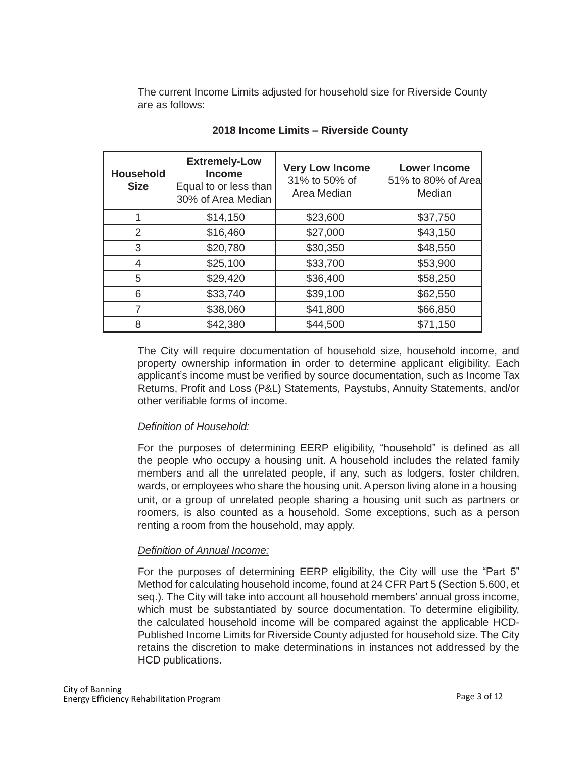The current Income Limits adjusted for household size for Riverside County are as follows:

**2018 Income Limits – Riverside County**

| **Household Size** | **Extremely-Low Income** Equal to or less than 30% of Area Median | **Very Low Income** 31% to 50% of Area Median | **Lower Income** 51% to 80% of Area Median |
|---|---|---|---|
| 1 | $14,150 | $23,600 | $37,750 |
| 2 | $16,460 | $27,000 | $43,150 |
| 3 | $20,780 | $30,350 | $48,550 |
| 4 | $25,100 | $33,700 | $53,900 |
| 5 | $29,420 | $36,400 | $58,250 |
| 6 | $33,740 | $39,100 | $62,550 |
| 7 | $38,060 | $41,800 | $66,850 |
| 8 | $42,380 | $44,500 | $71,150 |

The City will require documentation of household size, household income, and property ownership information in order to determine applicant eligibility. Each applicant's income must be verified by source documentation, such as Income Tax Returns, Profit and Loss (P&L) Statements, Paystubs, Annuity Statements, and/or other verifiable forms of income.

*Definition of Household:*

For the purposes of determining EERP eligibility, "household" is defined as all the people who occupy a housing unit. A household includes the related family members and all the unrelated people, if any, such as lodgers, foster children, wards, or employees who share the housing unit. A person living alone in a housing unit, or a group of unrelated people sharing a housing unit such as partners or roomers, is also counted as a household. Some exceptions, such as a person renting a room from the household, may apply.

*Definition of Annual Income:*

For the purposes of determining EERP eligibility, the City will use the "Part 5" Method for calculating household income, found at 24 CFR Part 5 (Section 5.600, et seq.). The City will take into account all household members' annual gross income, which must be substantiated by source documentation. To determine eligibility, the calculated household income will be compared against the applicable HCD-Published Income Limits for Riverside County adjusted for household size. The City retains the discretion to make determinations in instances not addressed by the HCD publications.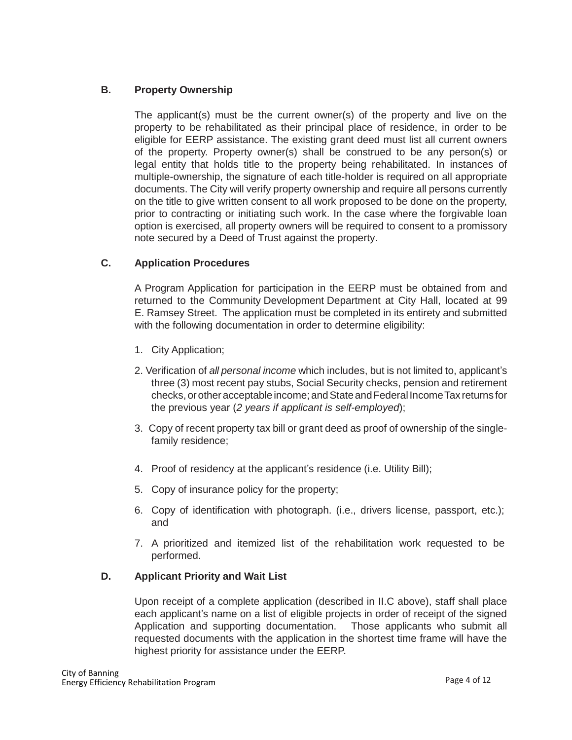### B. Property Ownership

The applicant(s) must be the current owner(s) of the property and live on the property to be rehabilitated as their principal place of residence, in order to be eligible for EERP assistance. The existing grant deed must list all current owners of the property. Property owner(s) shall be construed to be any person(s) or legal entity that holds title to the property being rehabilitated. In instances of multiple-ownership, the signature of each title-holder is required on all appropriate documents. The City will verify property ownership and require all persons currently on the title to give written consent to all work proposed to be done on the property, prior to contracting or initiating such work. In the case where the forgivable loan option is exercised, all property owners will be required to consent to a promissory note secured by a Deed of Trust against the property.

### C. Application Procedures

A Program Application for participation in the EERP must be obtained from and returned to the Community Development Department at City Hall, located at 99 E. Ramsey Street. The application must be completed in its entirety and submitted with the following documentation in order to determine eligibility:

1. City Application;
2. Verification of *all personal income* which includes, but is not limited to, applicant's three (3) most recent pay stubs, Social Security checks, pension and retirement checks, or other acceptable income; and State and Federal Income Tax returns for the previous year (*2 years if applicant is self-employed*);
3. Copy of recent property tax bill or grant deed as proof of ownership of the single-family residence;
4. Proof of residency at the applicant's residence (i.e. Utility Bill);
5. Copy of insurance policy for the property;
6. Copy of identification with photograph. (i.e., drivers license, passport, etc.); and
7. A prioritized and itemized list of the rehabilitation work requested to be performed.

### D. Applicant Priority and Wait List

Upon receipt of a complete application (described in II.C above), staff shall place each applicant's name on a list of eligible projects in order of receipt of the signed Application and supporting documentation. Those applicants who submit all requested documents with the application in the shortest time frame will have the highest priority for assistance under the EERP.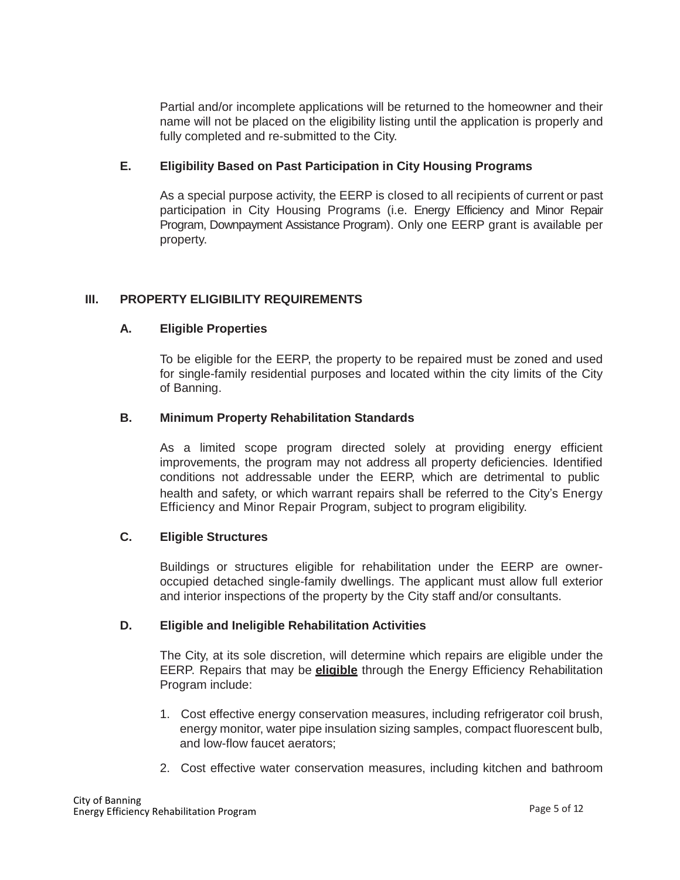Partial and/or incomplete applications will be returned to the homeowner and their name will not be placed on the eligibility listing until the application is properly and fully completed and re-submitted to the City.

### E. Eligibility Based on Past Participation in City Housing Programs

As a special purpose activity, the EERP is closed to all recipients of current or past participation in City Housing Programs (i.e. Energy Efficiency and Minor Repair Program, Downpayment Assistance Program). Only one EERP grant is available per property.

## III. PROPERTY ELIGIBILITY REQUIREMENTS

### A. Eligible Properties

To be eligible for the EERP, the property to be repaired must be zoned and used for single-family residential purposes and located within the city limits of the City of Banning.

### B. Minimum Property Rehabilitation Standards

As a limited scope program directed solely at providing energy efficient improvements, the program may not address all property deficiencies. Identified conditions not addressable under the EERP, which are detrimental to public health and safety, or which warrant repairs shall be referred to the City's Energy Efficiency and Minor Repair Program, subject to program eligibility.

### C. Eligible Structures

Buildings or structures eligible for rehabilitation under the EERP are owner-occupied detached single-family dwellings. The applicant must allow full exterior and interior inspections of the property by the City staff and/or consultants.

### D. Eligible and Ineligible Rehabilitation Activities

The City, at its sole discretion, will determine which repairs are eligible under the EERP. Repairs that may be **eligible** through the Energy Efficiency Rehabilitation Program include:

1. Cost effective energy conservation measures, including refrigerator coil brush, energy monitor, water pipe insulation sizing samples, compact fluorescent bulb, and low-flow faucet aerators;
2. Cost effective water conservation measures, including kitchen and bathroom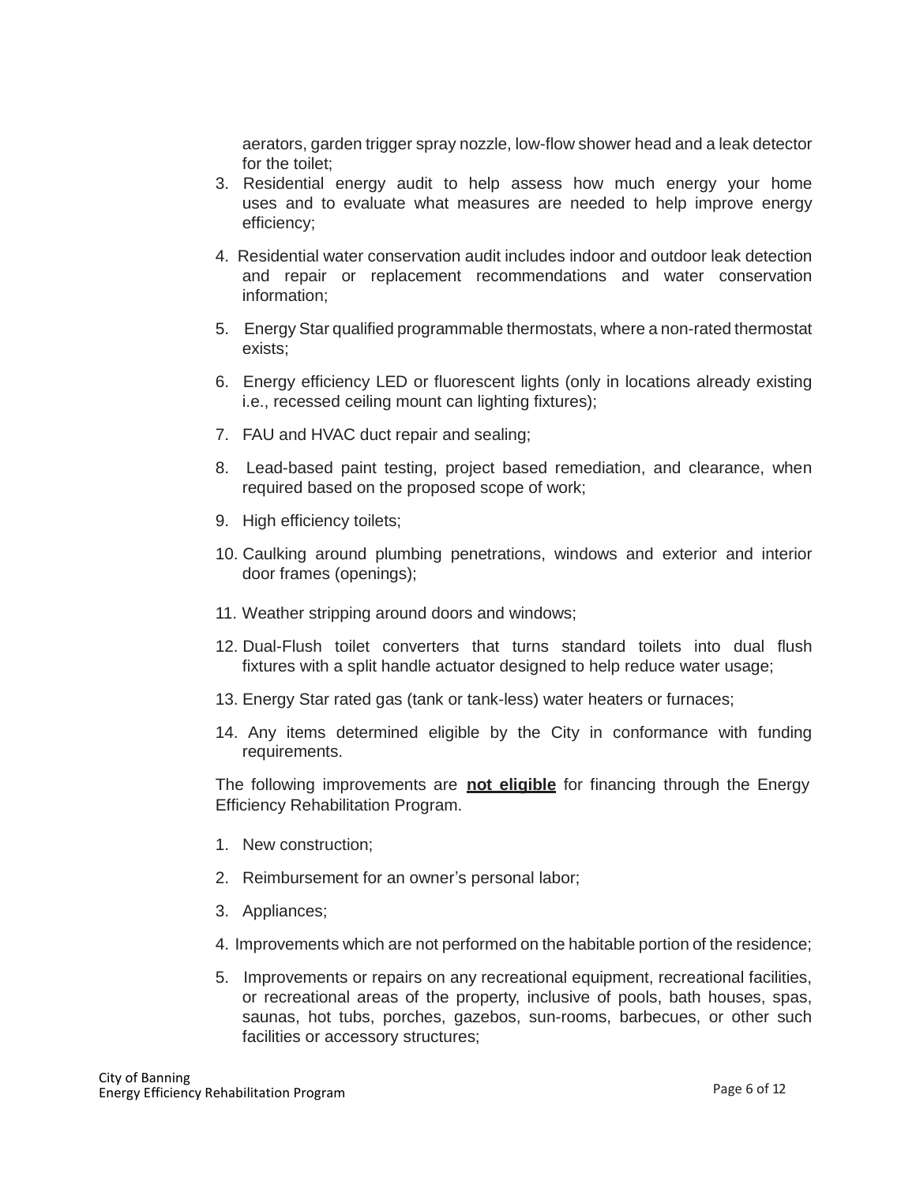aerators, garden trigger spray nozzle, low-flow shower head and a leak detector for the toilet;

3. Residential energy audit to help assess how much energy your home uses and to evaluate what measures are needed to help improve energy efficiency;
4. Residential water conservation audit includes indoor and outdoor leak detection and repair or replacement recommendations and water conservation information;
5. Energy Star qualified programmable thermostats, where a non-rated thermostat exists;
6. Energy efficiency LED or fluorescent lights (only in locations already existing i.e., recessed ceiling mount can lighting fixtures);
7. FAU and HVAC duct repair and sealing;
8. Lead-based paint testing, project based remediation, and clearance, when required based on the proposed scope of work;
9. High efficiency toilets;
10. Caulking around plumbing penetrations, windows and exterior and interior door frames (openings);
11. Weather stripping around doors and windows;
12. Dual-Flush toilet converters that turns standard toilets into dual flush fixtures with a split handle actuator designed to help reduce water usage;
13. Energy Star rated gas (tank or tank-less) water heaters or furnaces;
14. Any items determined eligible by the City in conformance with funding requirements.

The following improvements are **not eligible** for financing through the Energy Efficiency Rehabilitation Program.

1. New construction;
2. Reimbursement for an owner's personal labor;
3. Appliances;
4. Improvements which are not performed on the habitable portion of the residence;
5. Improvements or repairs on any recreational equipment, recreational facilities, or recreational areas of the property, inclusive of pools, bath houses, spas, saunas, hot tubs, porches, gazebos, sun-rooms, barbecues, or other such facilities or accessory structures;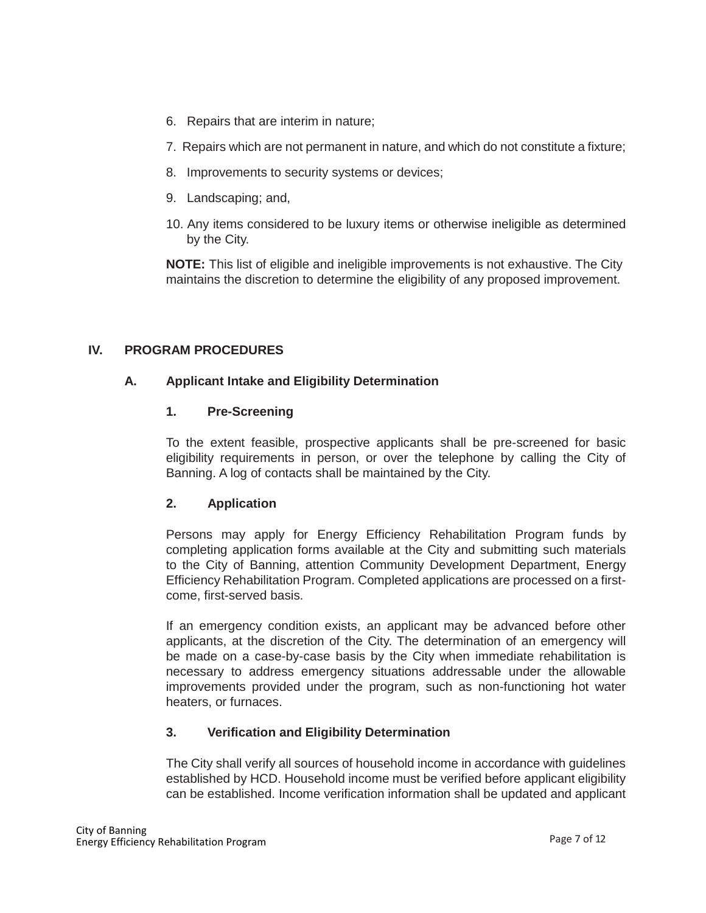6. Repairs that are interim in nature;
7. Repairs which are not permanent in nature, and which do not constitute a fixture;
8. Improvements to security systems or devices;
9. Landscaping; and,
10. Any items considered to be luxury items or otherwise ineligible as determined by the City.

**NOTE:** This list of eligible and ineligible improvements is not exhaustive. The City maintains the discretion to determine the eligibility of any proposed improvement.

## IV. PROGRAM PROCEDURES

### A. Applicant Intake and Eligibility Determination

#### 1. Pre-Screening

To the extent feasible, prospective applicants shall be pre-screened for basic eligibility requirements in person, or over the telephone by calling the City of Banning. A log of contacts shall be maintained by the City.

#### 2. Application

Persons may apply for Energy Efficiency Rehabilitation Program funds by completing application forms available at the City and submitting such materials to the City of Banning, attention Community Development Department, Energy Efficiency Rehabilitation Program. Completed applications are processed on a first-come, first-served basis.

If an emergency condition exists, an applicant may be advanced before other applicants, at the discretion of the City. The determination of an emergency will be made on a case-by-case basis by the City when immediate rehabilitation is necessary to address emergency situations addressable under the allowable improvements provided under the program, such as non-functioning hot water heaters, or furnaces.

#### 3. Verification and Eligibility Determination

The City shall verify all sources of household income in accordance with guidelines established by HCD. Household income must be verified before applicant eligibility can be established. Income verification information shall be updated and applicant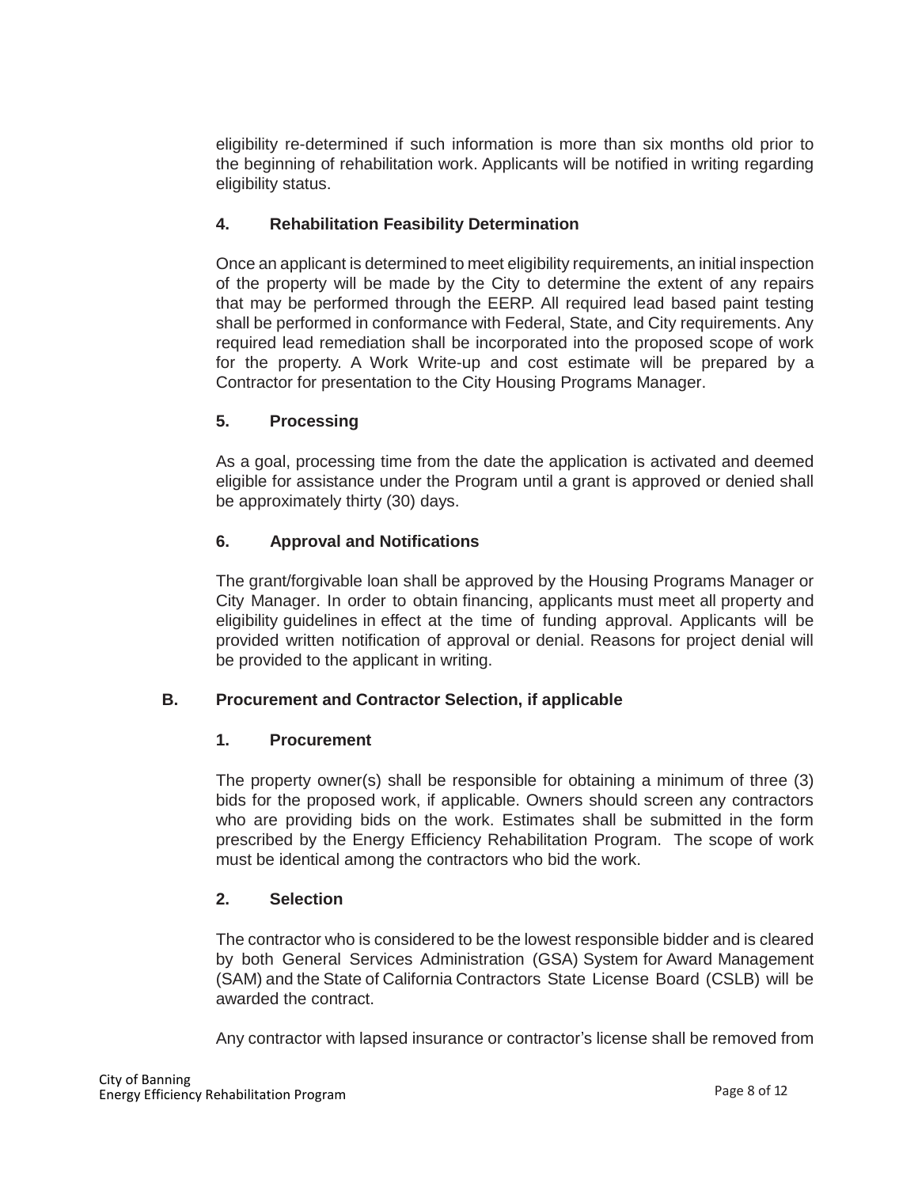eligibility re-determined if such information is more than six months old prior to the beginning of rehabilitation work. Applicants will be notified in writing regarding eligibility status.

### 4. Rehabilitation Feasibility Determination

Once an applicant is determined to meet eligibility requirements, an initial inspection of the property will be made by the City to determine the extent of any repairs that may be performed through the EERP. All required lead based paint testing shall be performed in conformance with Federal, State, and City requirements. Any required lead remediation shall be incorporated into the proposed scope of work for the property. A Work Write-up and cost estimate will be prepared by a Contractor for presentation to the City Housing Programs Manager.

### 5. Processing

As a goal, processing time from the date the application is activated and deemed eligible for assistance under the Program until a grant is approved or denied shall be approximately thirty (30) days.

### 6. Approval and Notifications

The grant/forgivable loan shall be approved by the Housing Programs Manager or City Manager. In order to obtain financing, applicants must meet all property and eligibility guidelines in effect at the time of funding approval. Applicants will be provided written notification of approval or denial. Reasons for project denial will be provided to the applicant in writing.

## B. Procurement and Contractor Selection, if applicable

### 1. Procurement

The property owner(s) shall be responsible for obtaining a minimum of three (3) bids for the proposed work, if applicable. Owners should screen any contractors who are providing bids on the work. Estimates shall be submitted in the form prescribed by the Energy Efficiency Rehabilitation Program. The scope of work must be identical among the contractors who bid the work.

### 2. Selection

The contractor who is considered to be the lowest responsible bidder and is cleared by both General Services Administration (GSA) System for Award Management (SAM) and the State of California Contractors State License Board (CSLB) will be awarded the contract.

Any contractor with lapsed insurance or contractor's license shall be removed from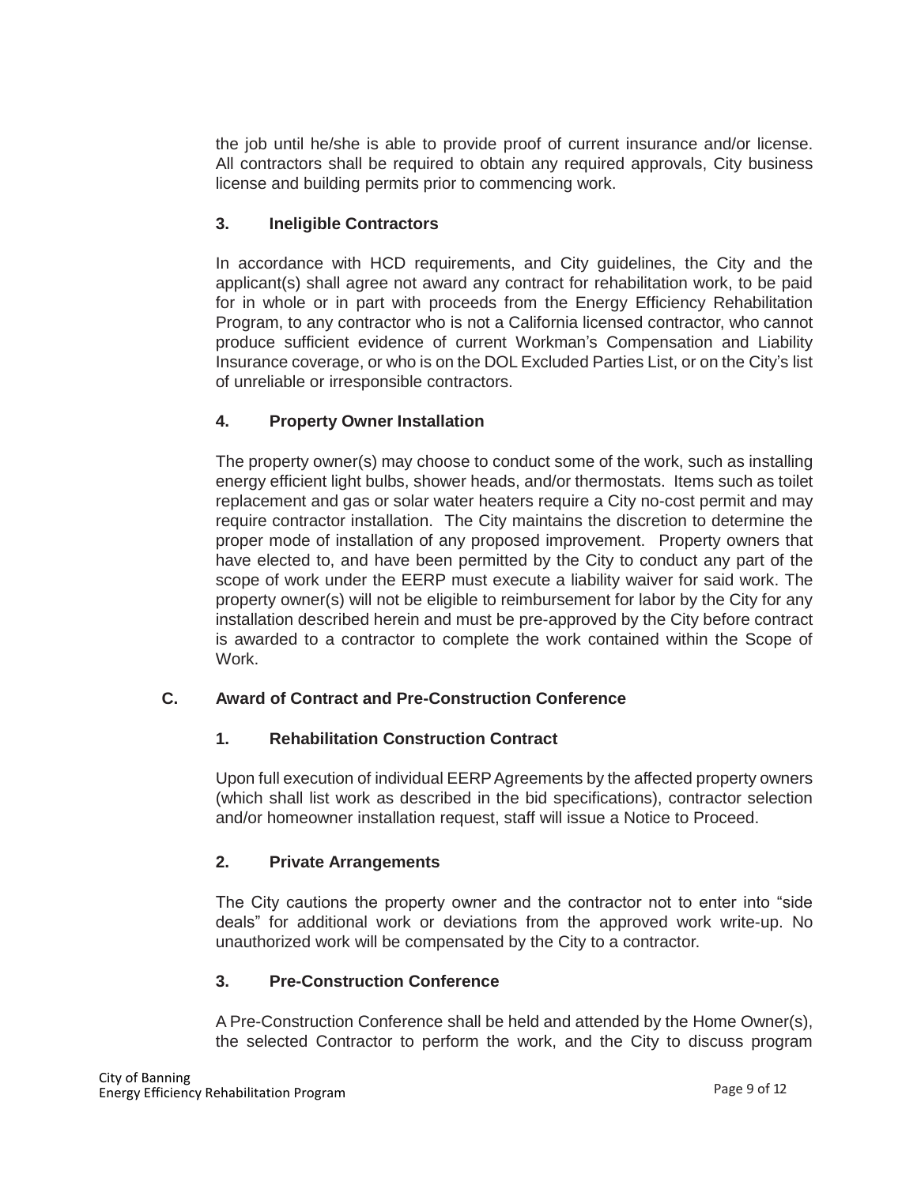the job until he/she is able to provide proof of current insurance and/or license. All contractors shall be required to obtain any required approvals, City business license and building permits prior to commencing work.

### 3. Ineligible Contractors

In accordance with HCD requirements, and City guidelines, the City and the applicant(s) shall agree not award any contract for rehabilitation work, to be paid for in whole or in part with proceeds from the Energy Efficiency Rehabilitation Program, to any contractor who is not a California licensed contractor, who cannot produce sufficient evidence of current Workman's Compensation and Liability Insurance coverage, or who is on the DOL Excluded Parties List, or on the City's list of unreliable or irresponsible contractors.

### 4. Property Owner Installation

The property owner(s) may choose to conduct some of the work, such as installing energy efficient light bulbs, shower heads, and/or thermostats. Items such as toilet replacement and gas or solar water heaters require a City no-cost permit and may require contractor installation. The City maintains the discretion to determine the proper mode of installation of any proposed improvement. Property owners that have elected to, and have been permitted by the City to conduct any part of the scope of work under the EERP must execute a liability waiver for said work. The property owner(s) will not be eligible to reimbursement for labor by the City for any installation described herein and must be pre-approved by the City before contract is awarded to a contractor to complete the work contained within the Scope of Work.

## C. Award of Contract and Pre-Construction Conference

### 1. Rehabilitation Construction Contract

Upon full execution of individual EERP Agreements by the affected property owners (which shall list work as described in the bid specifications), contractor selection and/or homeowner installation request, staff will issue a Notice to Proceed.

### 2. Private Arrangements

The City cautions the property owner and the contractor not to enter into "side deals" for additional work or deviations from the approved work write-up. No unauthorized work will be compensated by the City to a contractor.

### 3. Pre-Construction Conference

A Pre-Construction Conference shall be held and attended by the Home Owner(s), the selected Contractor to perform the work, and the City to discuss program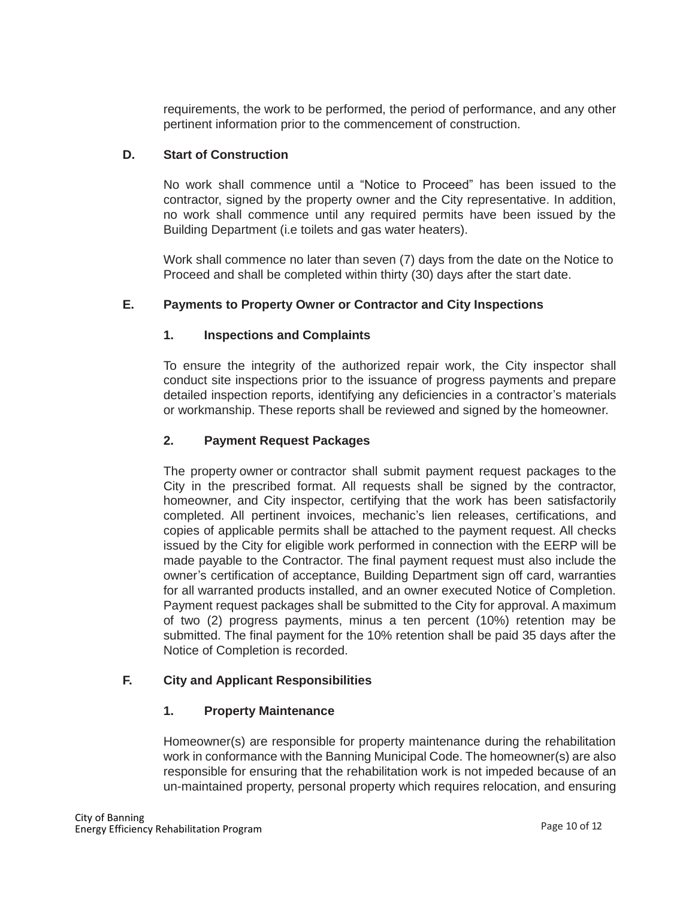requirements, the work to be performed, the period of performance, and any other pertinent information prior to the commencement of construction.

### D. Start of Construction

No work shall commence until a "Notice to Proceed" has been issued to the contractor, signed by the property owner and the City representative. In addition, no work shall commence until any required permits have been issued by the Building Department (i.e toilets and gas water heaters).

Work shall commence no later than seven (7) days from the date on the Notice to Proceed and shall be completed within thirty (30) days after the start date.

### E. Payments to Property Owner or Contractor and City Inspections

#### 1. Inspections and Complaints

To ensure the integrity of the authorized repair work, the City inspector shall conduct site inspections prior to the issuance of progress payments and prepare detailed inspection reports, identifying any deficiencies in a contractor's materials or workmanship. These reports shall be reviewed and signed by the homeowner.

#### 2. Payment Request Packages

The property owner or contractor shall submit payment request packages to the City in the prescribed format. All requests shall be signed by the contractor, homeowner, and City inspector, certifying that the work has been satisfactorily completed. All pertinent invoices, mechanic's lien releases, certifications, and copies of applicable permits shall be attached to the payment request. All checks issued by the City for eligible work performed in connection with the EERP will be made payable to the Contractor. The final payment request must also include the owner's certification of acceptance, Building Department sign off card, warranties for all warranted products installed, and an owner executed Notice of Completion. Payment request packages shall be submitted to the City for approval. A maximum of two (2) progress payments, minus a ten percent (10%) retention may be submitted. The final payment for the 10% retention shall be paid 35 days after the Notice of Completion is recorded.

### F. City and Applicant Responsibilities

#### 1. Property Maintenance

Homeowner(s) are responsible for property maintenance during the rehabilitation work in conformance with the Banning Municipal Code. The homeowner(s) are also responsible for ensuring that the rehabilitation work is not impeded because of an un-maintained property, personal property which requires relocation, and ensuring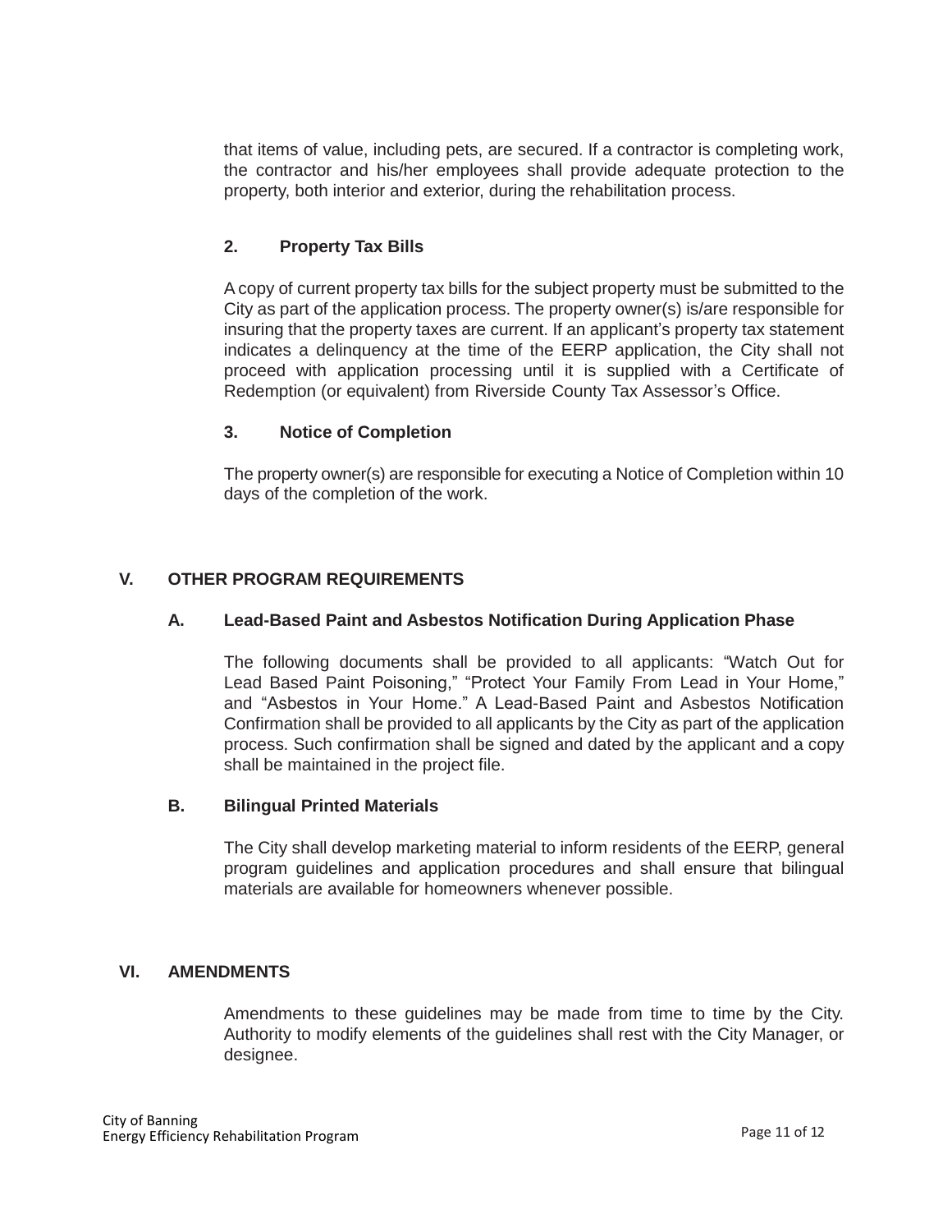that items of value, including pets, are secured. If a contractor is completing work, the contractor and his/her employees shall provide adequate protection to the property, both interior and exterior, during the rehabilitation process.

### 2. Property Tax Bills

A copy of current property tax bills for the subject property must be submitted to the City as part of the application process. The property owner(s) is/are responsible for insuring that the property taxes are current. If an applicant's property tax statement indicates a delinquency at the time of the EERP application, the City shall not proceed with application processing until it is supplied with a Certificate of Redemption (or equivalent) from Riverside County Tax Assessor's Office.

### 3. Notice of Completion

The property owner(s) are responsible for executing a Notice of Completion within 10 days of the completion of the work.

## V. OTHER PROGRAM REQUIREMENTS

### A. Lead-Based Paint and Asbestos Notification During Application Phase

The following documents shall be provided to all applicants: "Watch Out for Lead Based Paint Poisoning," "Protect Your Family From Lead in Your Home," and "Asbestos in Your Home." A Lead-Based Paint and Asbestos Notification Confirmation shall be provided to all applicants by the City as part of the application process. Such confirmation shall be signed and dated by the applicant and a copy shall be maintained in the project file.

### B. Bilingual Printed Materials

The City shall develop marketing material to inform residents of the EERP, general program guidelines and application procedures and shall ensure that bilingual materials are available for homeowners whenever possible.

## VI. AMENDMENTS

Amendments to these guidelines may be made from time to time by the City. Authority to modify elements of the guidelines shall rest with the City Manager, or designee.